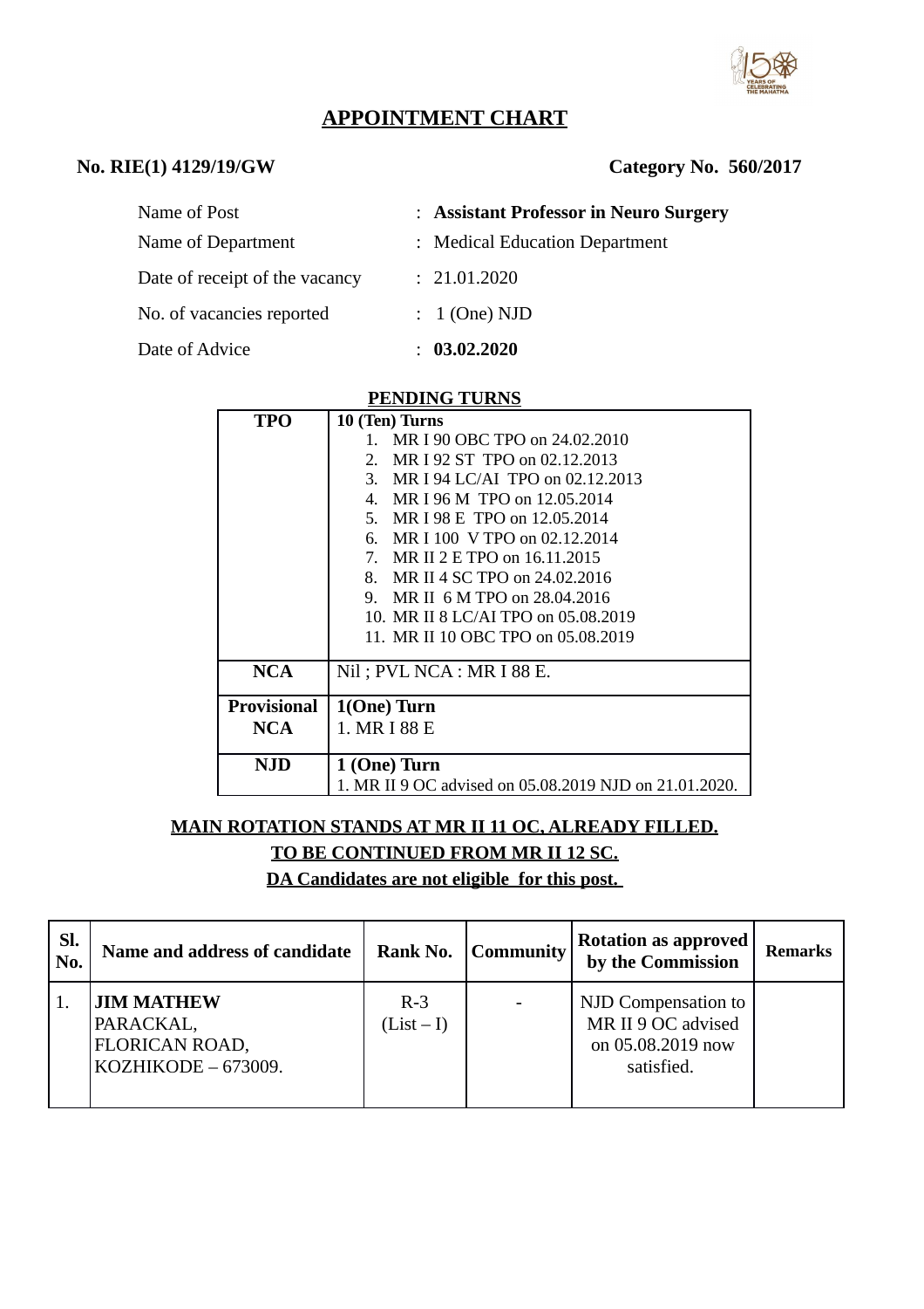# APPOINTMENT CHART

**No. RIE(1) 4129/19/GW** **Category No. 560/2017**

| | | |
|---|---|---|
| Name of Post | : | **Assistant Professor in Neuro Surgery** |
| Name of Department | : | Medical Education Department |
| Date of receipt of the vacancy | : | 21.01.2020 |
| No. of vacancies reported | : | 1 (One) NJD |
| Date of Advice | : | **03.02.2020** |

**PENDING TURNS**

| | |
|---|---|
| **TPO** | **10 (Ten) Turns**<br>1. MR I 90 OBC TPO on 24.02.2010<br>2. MR I 92 ST TPO on 02.12.2013<br>3. MR I 94 LC/AI TPO on 02.12.2013<br>4. MR I 96 M TPO on 12.05.2014<br>5. MR I 98 E TPO on 12.05.2014<br>6. MR I 100 V TPO on 02.12.2014<br>7. MR II 2 E TPO on 16.11.2015<br>8. MR II 4 SC TPO on 24.02.2016<br>9. MR II 6 M TPO on 28.04.2016<br>10. MR II 8 LC/AI TPO on 05.08.2019<br>11. MR II 10 OBC TPO on 05.08.2019 |
| **NCA** | Nil ; PVL NCA : MR I 88 E. |
| **Provisional NCA** | **1(One) Turn**<br>1. MR I 88 E |
| **NJD** | **1 (One) Turn**<br>1. MR II 9 OC advised on 05.08.2019 NJD on 21.01.2020. |

**MAIN ROTATION STANDS AT MR II 11 OC, ALREADY FILLED.**

**TO BE CONTINUED FROM MR II 12 SC.**

**DA Candidates are not eligible for this post.**

| Sl. No. | Name and address of candidate | Rank No. | Community | Rotation as approved by the Commission | Remarks |
|---|---|---|---|---|---|
| 1. | **JIM MATHEW**<br>PARACKAL,<br>FLORICAN ROAD,<br>KOZHIKODE – 673009. | R-3<br>(List – I) | - | NJD Compensation to MR II 9 OC advised on 05.08.2019 now satisfied. | |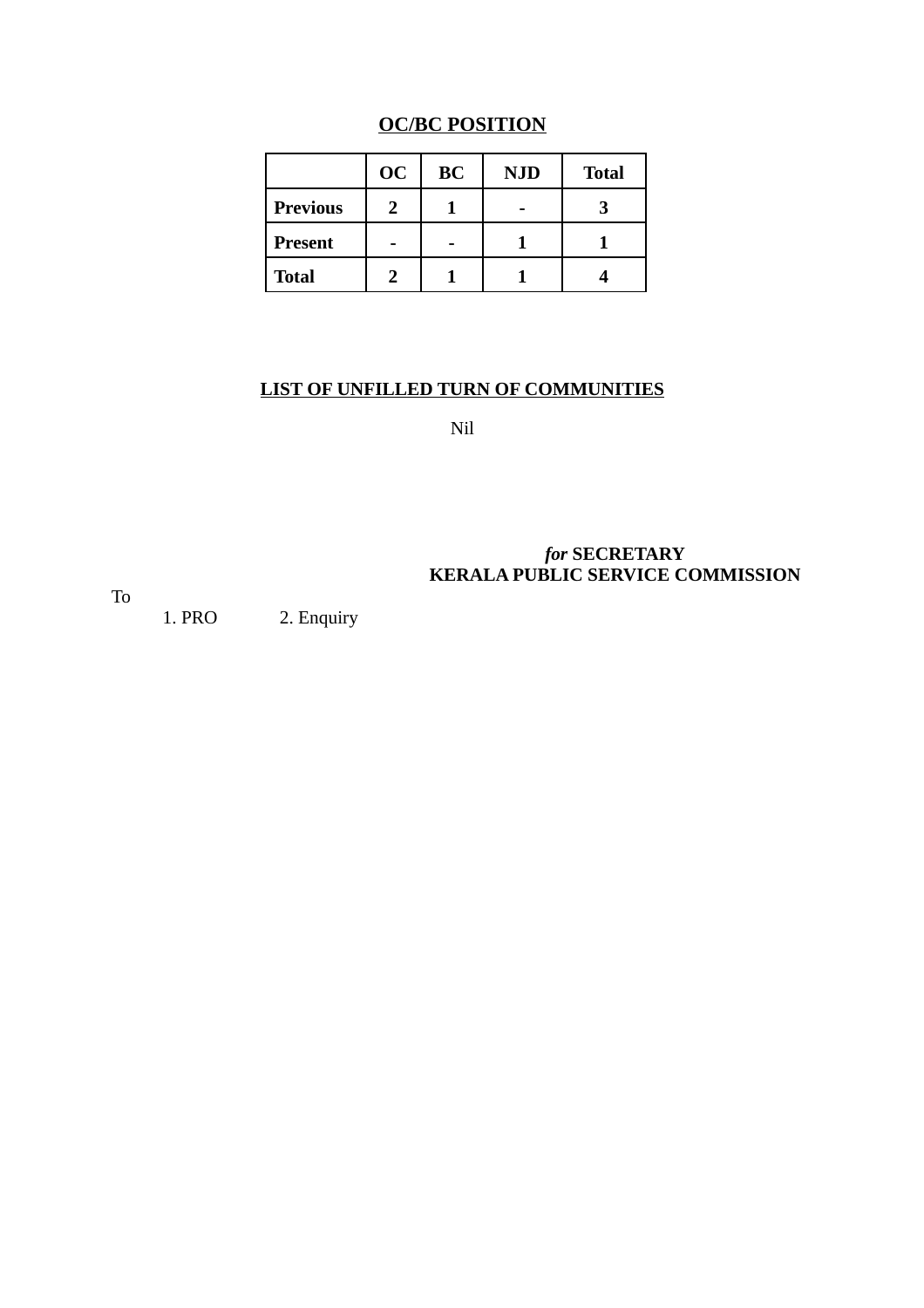## OC/BC POSITION

| | OC | BC | NJD | Total |
|---|---|---|---|---|
| **Previous** | **2** | **1** | **-** | **3** |
| **Present** | **-** | **-** | **1** | **1** |
| **Total** | **2** | **1** | **1** | **4** |

## LIST OF UNFILLED TURN OF COMMUNITIES

Nil

***for*** **SECRETARY**
**KERALA PUBLIC SERVICE COMMISSION**

To

1. PRO 2. Enquiry